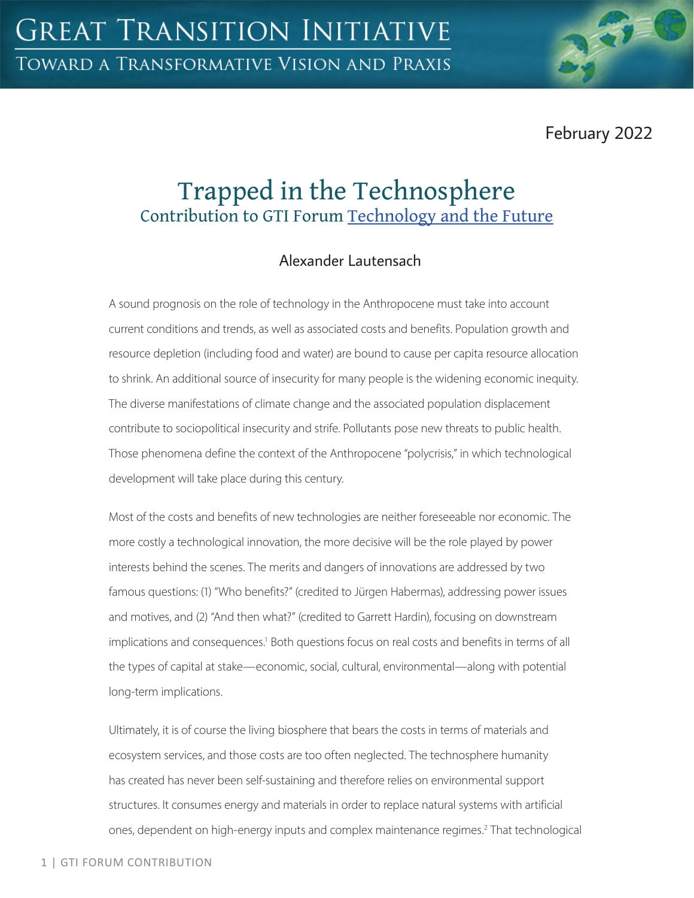February 2022

# Trapped in the Technosphere

## Contribution to GTI Forum Technology and the Future

Alexander Lautensach

A sound prognosis on the role of technology in the Anthropocene must take into account current conditions and trends, as well as associated costs and benefits. Population growth and resource depletion (including food and water) are bound to cause per capita resource allocation to shrink. An additional source of insecurity for many people is the widening economic inequity. The diverse manifestations of climate change and the associated population displacement contribute to sociopolitical insecurity and strife. Pollutants pose new threats to public health. Those phenomena define the context of the Anthropocene "polycrisis," in which technological development will take place during this century.

Most of the costs and benefits of new technologies are neither foreseeable nor economic. The more costly a technological innovation, the more decisive will be the role played by power interests behind the scenes. The merits and dangers of innovations are addressed by two famous questions: (1) "Who benefits?" (credited to Jürgen Habermas), addressing power issues and motives, and (2) "And then what?" (credited to Garrett Hardin), focusing on downstream implications and consequences.[1] Both questions focus on real costs and benefits in terms of all the types of capital at stake—economic, social, cultural, environmental—along with potential long-term implications.

Ultimately, it is of course the living biosphere that bears the costs in terms of materials and ecosystem services, and those costs are too often neglected. The technosphere humanity has created has never been self-sustaining and therefore relies on environmental support structures. It consumes energy and materials in order to replace natural systems with artificial ones, dependent on high-energy inputs and complex maintenance regimes.[2] That technological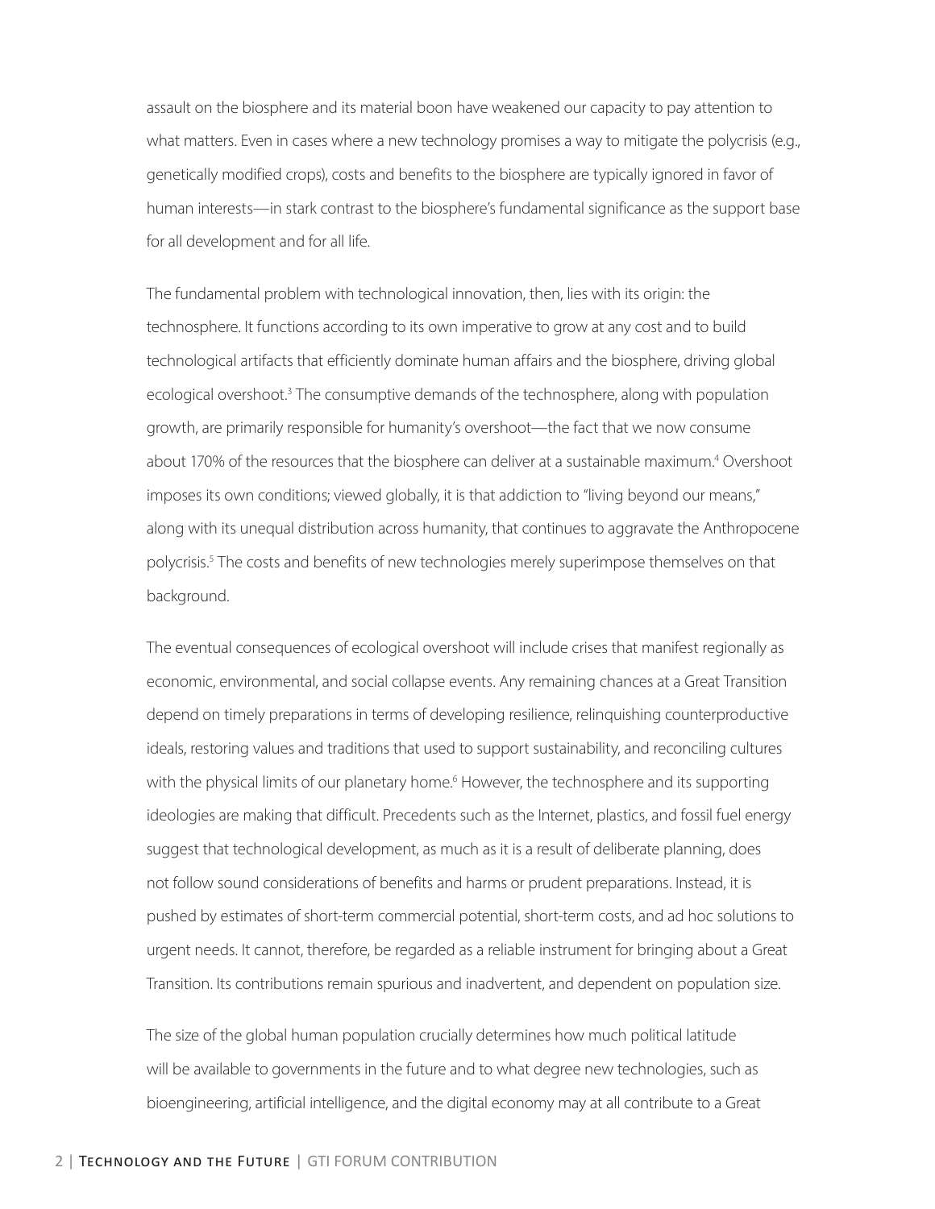assault on the biosphere and its material boon have weakened our capacity to pay attention to what matters. Even in cases where a new technology promises a way to mitigate the polycrisis (e.g., genetically modified crops), costs and benefits to the biosphere are typically ignored in favor of human interests—in stark contrast to the biosphere's fundamental significance as the support base for all development and for all life.

The fundamental problem with technological innovation, then, lies with its origin: the technosphere. It functions according to its own imperative to grow at any cost and to build technological artifacts that efficiently dominate human affairs and the biosphere, driving global ecological overshoot.[3] The consumptive demands of the technosphere, along with population growth, are primarily responsible for humanity's overshoot—the fact that we now consume about 170% of the resources that the biosphere can deliver at a sustainable maximum.[4] Overshoot imposes its own conditions; viewed globally, it is that addiction to "living beyond our means," along with its unequal distribution across humanity, that continues to aggravate the Anthropocene polycrisis.[5] The costs and benefits of new technologies merely superimpose themselves on that background.

The eventual consequences of ecological overshoot will include crises that manifest regionally as economic, environmental, and social collapse events. Any remaining chances at a Great Transition depend on timely preparations in terms of developing resilience, relinquishing counterproductive ideals, restoring values and traditions that used to support sustainability, and reconciling cultures with the physical limits of our planetary home.[6] However, the technosphere and its supporting ideologies are making that difficult. Precedents such as the Internet, plastics, and fossil fuel energy suggest that technological development, as much as it is a result of deliberate planning, does not follow sound considerations of benefits and harms or prudent preparations. Instead, it is pushed by estimates of short-term commercial potential, short-term costs, and ad hoc solutions to urgent needs. It cannot, therefore, be regarded as a reliable instrument for bringing about a Great Transition. Its contributions remain spurious and inadvertent, and dependent on population size.

The size of the global human population crucially determines how much political latitude will be available to governments in the future and to what degree new technologies, such as bioengineering, artificial intelligence, and the digital economy may at all contribute to a Great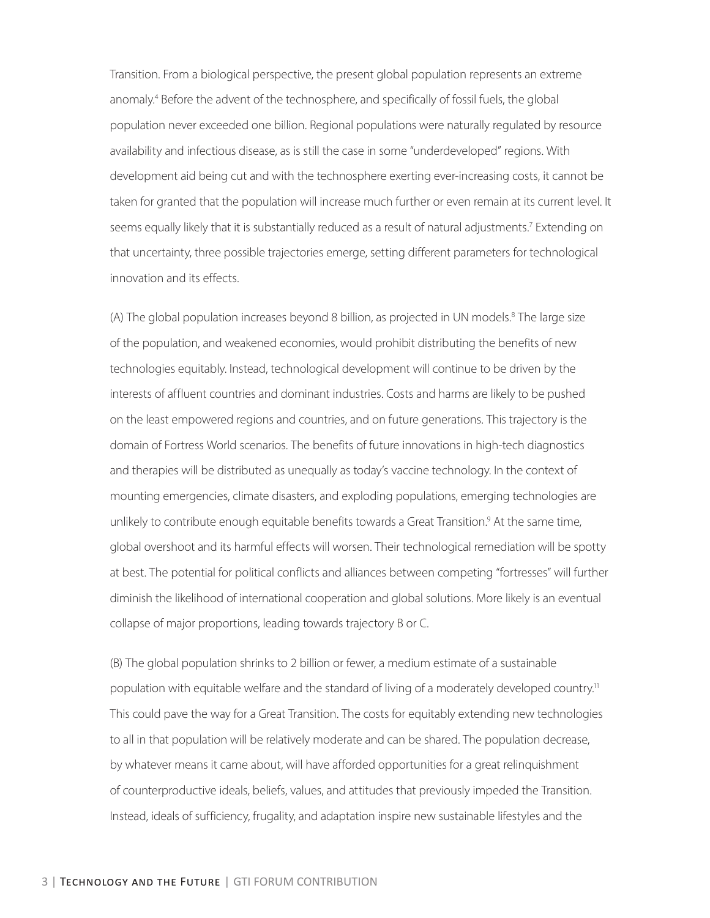Transition. From a biological perspective, the present global population represents an extreme anomaly.[4] Before the advent of the technosphere, and specifically of fossil fuels, the global population never exceeded one billion. Regional populations were naturally regulated by resource availability and infectious disease, as is still the case in some "underdeveloped" regions. With development aid being cut and with the technosphere exerting ever-increasing costs, it cannot be taken for granted that the population will increase much further or even remain at its current level. It seems equally likely that it is substantially reduced as a result of natural adjustments.[7] Extending on that uncertainty, three possible trajectories emerge, setting different parameters for technological innovation and its effects.

(A) The global population increases beyond 8 billion, as projected in UN models.[8] The large size of the population, and weakened economies, would prohibit distributing the benefits of new technologies equitably. Instead, technological development will continue to be driven by the interests of affluent countries and dominant industries. Costs and harms are likely to be pushed on the least empowered regions and countries, and on future generations. This trajectory is the domain of Fortress World scenarios. The benefits of future innovations in high-tech diagnostics and therapies will be distributed as unequally as today's vaccine technology. In the context of mounting emergencies, climate disasters, and exploding populations, emerging technologies are unlikely to contribute enough equitable benefits towards a Great Transition.[9] At the same time, global overshoot and its harmful effects will worsen. Their technological remediation will be spotty at best. The potential for political conflicts and alliances between competing "fortresses" will further diminish the likelihood of international cooperation and global solutions. More likely is an eventual collapse of major proportions, leading towards trajectory B or C.

(B) The global population shrinks to 2 billion or fewer, a medium estimate of a sustainable population with equitable welfare and the standard of living of a moderately developed country.[11] This could pave the way for a Great Transition. The costs for equitably extending new technologies to all in that population will be relatively moderate and can be shared. The population decrease, by whatever means it came about, will have afforded opportunities for a great relinquishment of counterproductive ideals, beliefs, values, and attitudes that previously impeded the Transition. Instead, ideals of sufficiency, frugality, and adaptation inspire new sustainable lifestyles and the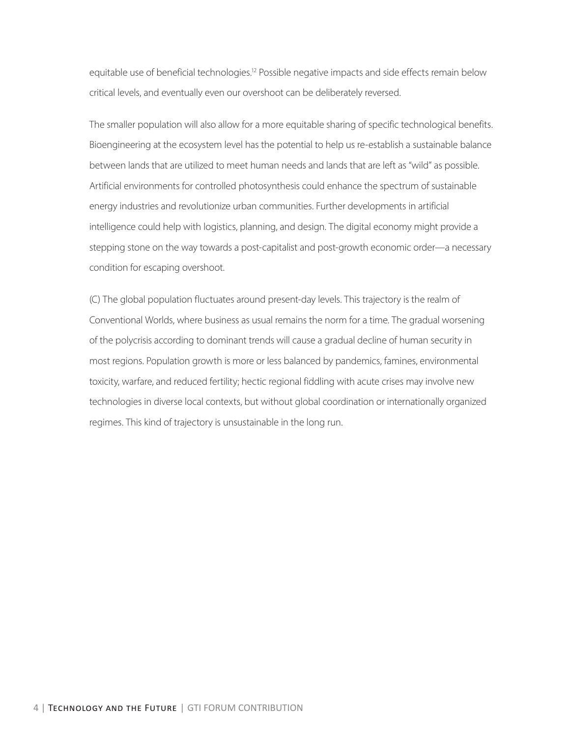equitable use of beneficial technologies.[12] Possible negative impacts and side effects remain below critical levels, and eventually even our overshoot can be deliberately reversed.

The smaller population will also allow for a more equitable sharing of specific technological benefits. Bioengineering at the ecosystem level has the potential to help us re-establish a sustainable balance between lands that are utilized to meet human needs and lands that are left as "wild" as possible. Artificial environments for controlled photosynthesis could enhance the spectrum of sustainable energy industries and revolutionize urban communities. Further developments in artificial intelligence could help with logistics, planning, and design. The digital economy might provide a stepping stone on the way towards a post-capitalist and post-growth economic order—a necessary condition for escaping overshoot.

(C) The global population fluctuates around present-day levels. This trajectory is the realm of Conventional Worlds, where business as usual remains the norm for a time. The gradual worsening of the polycrisis according to dominant trends will cause a gradual decline of human security in most regions. Population growth is more or less balanced by pandemics, famines, environmental toxicity, warfare, and reduced fertility; hectic regional fiddling with acute crises may involve new technologies in diverse local contexts, but without global coordination or internationally organized regimes. This kind of trajectory is unsustainable in the long run.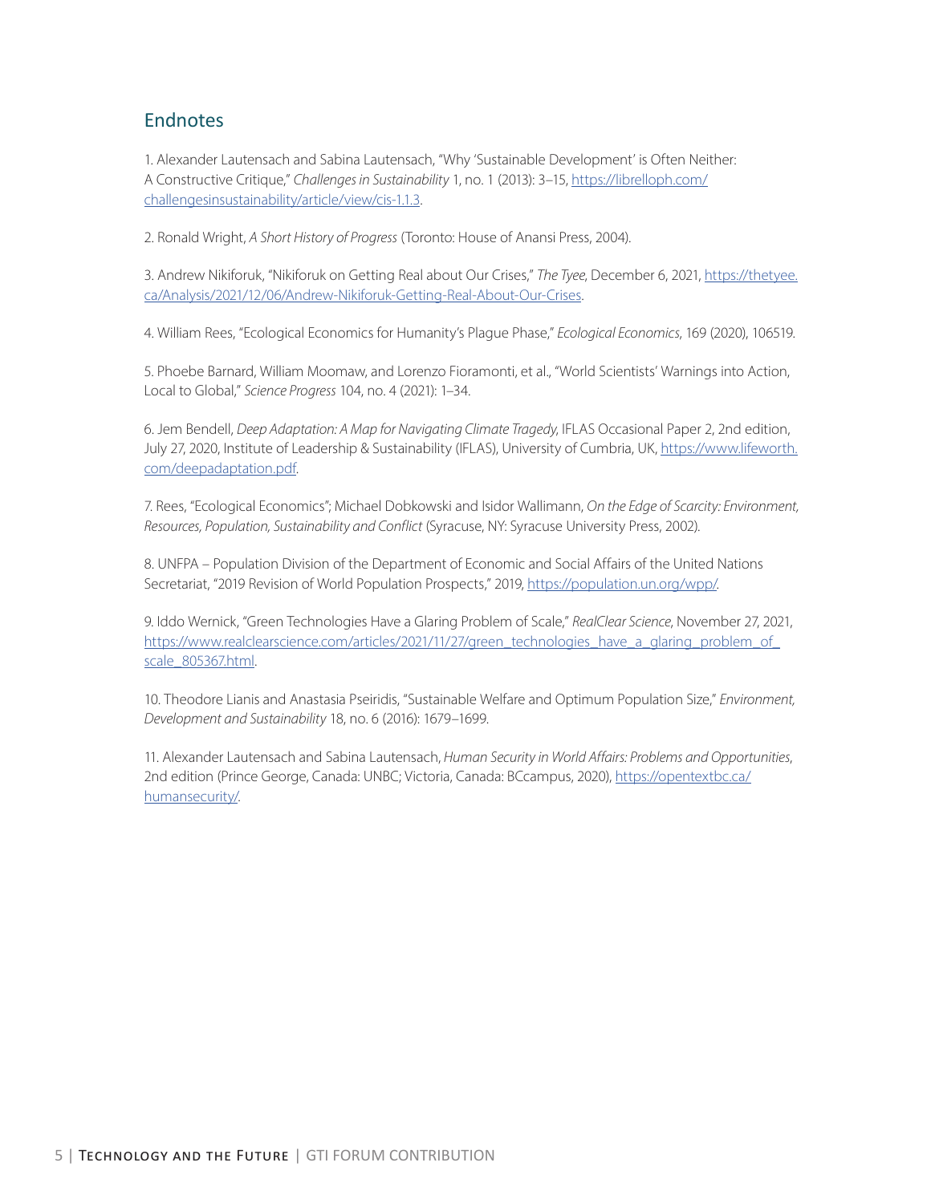## Endnotes

1. Alexander Lautensach and Sabina Lautensach, "Why 'Sustainable Development' is Often Neither: A Constructive Critique," *Challenges in Sustainability* 1, no. 1 (2013): 3–15, https://librelloph.com/challengesinsustainability/article/view/cis-1.1.3.

2. Ronald Wright, *A Short History of Progress* (Toronto: House of Anansi Press, 2004).

3. Andrew Nikiforuk, "Nikiforuk on Getting Real about Our Crises," *The Tyee*, December 6, 2021, https://thetyee.ca/Analysis/2021/12/06/Andrew-Nikiforuk-Getting-Real-About-Our-Crises.

4. William Rees, "Ecological Economics for Humanity's Plague Phase," *Ecological Economics*, 169 (2020), 106519.

5. Phoebe Barnard, William Moomaw, and Lorenzo Fioramonti, et al., "World Scientists' Warnings into Action, Local to Global," *Science Progress* 104, no. 4 (2021): 1–34.

6. Jem Bendell, *Deep Adaptation: A Map for Navigating Climate Tragedy*, IFLAS Occasional Paper 2, 2nd edition, July 27, 2020, Institute of Leadership & Sustainability (IFLAS), University of Cumbria, UK, https://www.lifeworth.com/deepadaptation.pdf.

7. Rees, "Ecological Economics"; Michael Dobkowski and Isidor Wallimann, *On the Edge of Scarcity: Environment, Resources, Population, Sustainability and Conflict* (Syracuse, NY: Syracuse University Press, 2002).

8. UNFPA – Population Division of the Department of Economic and Social Affairs of the United Nations Secretariat, "2019 Revision of World Population Prospects," 2019, https://population.un.org/wpp/.

9. Iddo Wernick, "Green Technologies Have a Glaring Problem of Scale," *RealClear Science*, November 27, 2021, https://www.realclearscience.com/articles/2021/11/27/green_technologies_have_a_glaring_problem_of_scale_805367.html.

10. Theodore Lianis and Anastasia Pseiridis, "Sustainable Welfare and Optimum Population Size," *Environment, Development and Sustainability* 18, no. 6 (2016): 1679–1699.

11. Alexander Lautensach and Sabina Lautensach, *Human Security in World Affairs: Problems and Opportunities*, 2nd edition (Prince George, Canada: UNBC; Victoria, Canada: BCcampus, 2020), https://opentextbc.ca/humansecurity/.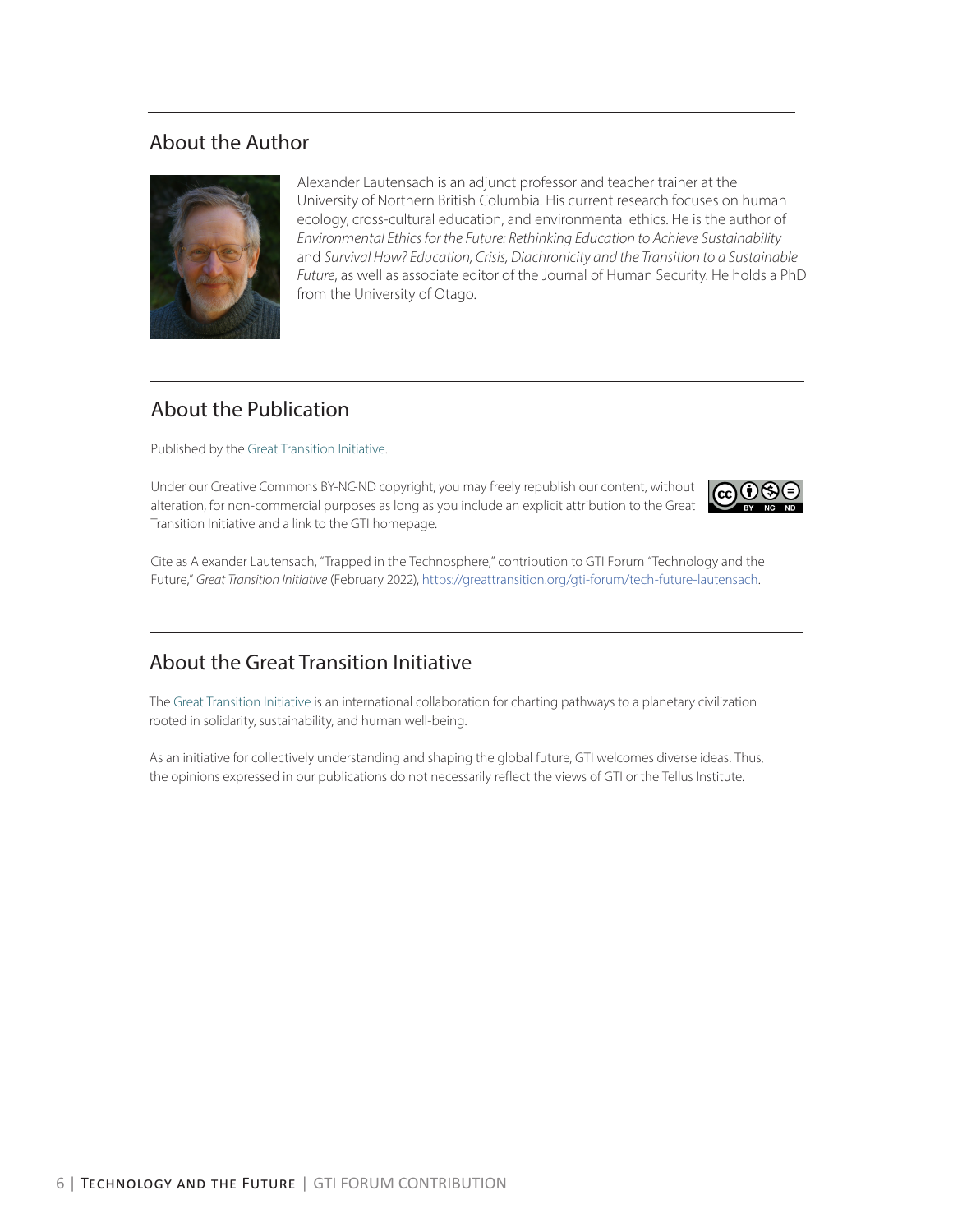## About the Author

Alexander Lautensach is an adjunct professor and teacher trainer at the University of Northern British Columbia. His current research focuses on human ecology, cross-cultural education, and environmental ethics. He is the author of *Environmental Ethics for the Future: Rethinking Education to Achieve Sustainability* and *Survival How? Education, Crisis, Diachronicity and the Transition to a Sustainable Future*, as well as associate editor of the Journal of Human Security. He holds a PhD from the University of Otago.

## About the Publication

Published by the Great Transition Initiative.

Under our Creative Commons BY-NC-ND copyright, you may freely republish our content, without alteration, for non-commercial purposes as long as you include an explicit attribution to the Great Transition Initiative and a link to the GTI homepage.

Cite as Alexander Lautensach, "Trapped in the Technosphere," contribution to GTI Forum "Technology and the Future," *Great Transition Initiative* (February 2022), https://greattransition.org/gti-forum/tech-future-lautensach.

## About the Great Transition Initiative

The Great Transition Initiative is an international collaboration for charting pathways to a planetary civilization rooted in solidarity, sustainability, and human well-being.

As an initiative for collectively understanding and shaping the global future, GTI welcomes diverse ideas. Thus, the opinions expressed in our publications do not necessarily reflect the views of GTI or the Tellus Institute.